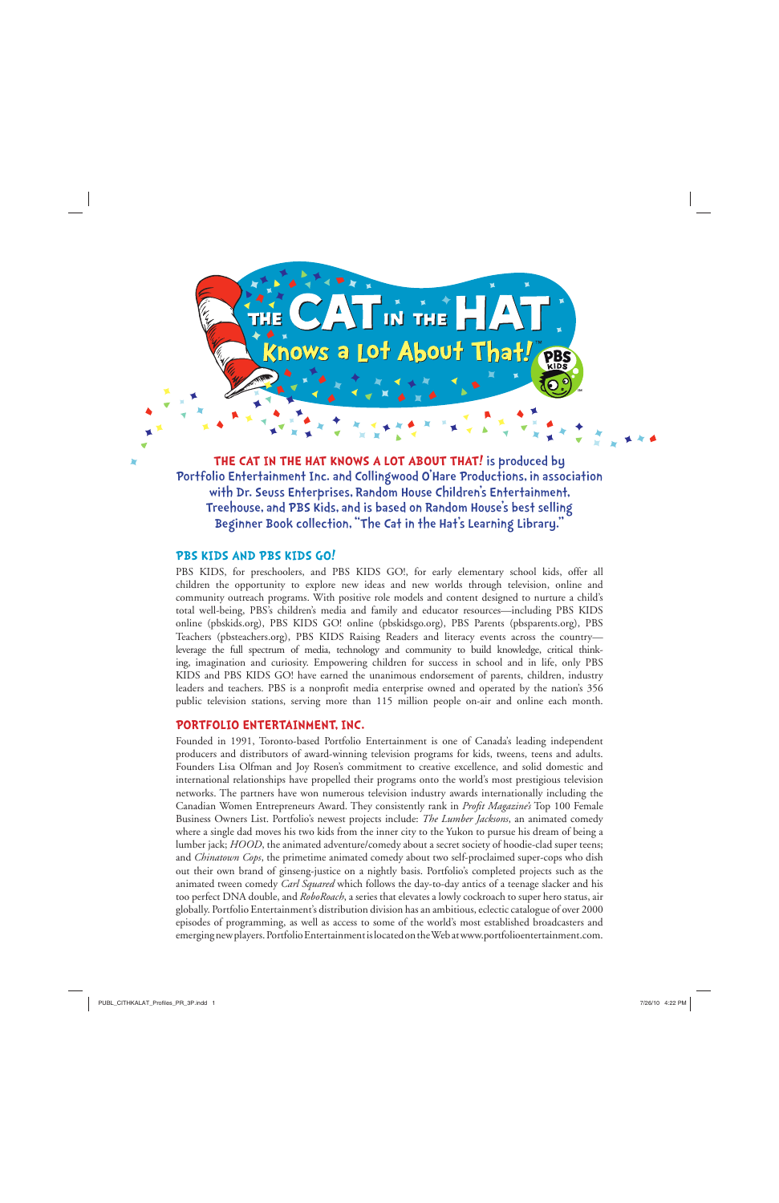# THE CAT IN THE HAT Knows a Lot About That!™

**THE CAT IN THE HAT KNOWS A LOT ABOUT THAT! is produced by Portfolio Entertainment Inc. and Collingwood O'Hare Productions, in association with Dr. Seuss Enterprises, Random House Children's Entertainment, Treehouse, and PBS Kids, and is based on Random House's best selling Beginner Book collection, "The Cat in the Hat's Learning Library."**

## PBS KIDS AND PBS KIDS GO!

PBS KIDS, for preschoolers, and PBS KIDS GO!, for early elementary school kids, offer all children the opportunity to explore new ideas and new worlds through television, online and community outreach programs. With positive role models and content designed to nurture a child's total well-being, PBS's children's media and family and educator resources—including PBS KIDS online (pbskids.org), PBS KIDS GO! online (pbskidsgo.org), PBS Parents (pbsparents.org), PBS Teachers (pbsteachers.org), PBS KIDS Raising Readers and literacy events across the country—leverage the full spectrum of media, technology and community to build knowledge, critical thinking, imagination and curiosity. Empowering children for success in school and in life, only PBS KIDS and PBS KIDS GO! have earned the unanimous endorsement of parents, children, industry leaders and teachers. PBS is a nonprofit media enterprise owned and operated by the nation's 356 public television stations, serving more than 115 million people on-air and online each month.

## PORTFOLIO ENTERTAINMENT, INC.

Founded in 1991, Toronto-based Portfolio Entertainment is one of Canada's leading independent producers and distributors of award-winning television programs for kids, tweens, teens and adults. Founders Lisa Olfman and Joy Rosen's commitment to creative excellence, and solid domestic and international relationships have propelled their programs onto the world's most prestigious television networks. The partners have won numerous television industry awards internationally including the Canadian Women Entrepreneurs Award. They consistently rank in *Profit Magazine's* Top 100 Female Business Owners List. Portfolio's newest projects include: *The Lumber Jacksons*, an animated comedy where a single dad moves his two kids from the inner city to the Yukon to pursue his dream of being a lumber jack; *HOOD*, the animated adventure/comedy about a secret society of hoodie-clad super teens; and *Chinatown Cops*, the primetime animated comedy about two self-proclaimed super-cops who dish out their own brand of ginseng-justice on a nightly basis. Portfolio's completed projects such as the animated tween comedy *Carl Squared* which follows the day-to-day antics of a teenage slacker and his too perfect DNA double, and *RoboRoach*, a series that elevates a lowly cockroach to super hero status, air globally. Portfolio Entertainment's distribution division has an ambitious, eclectic catalogue of over 2000 episodes of programming, as well as access to some of the world's most established broadcasters and emerging new players. Portfolio Entertainment is located on the Web at www.portfolioentertainment.com.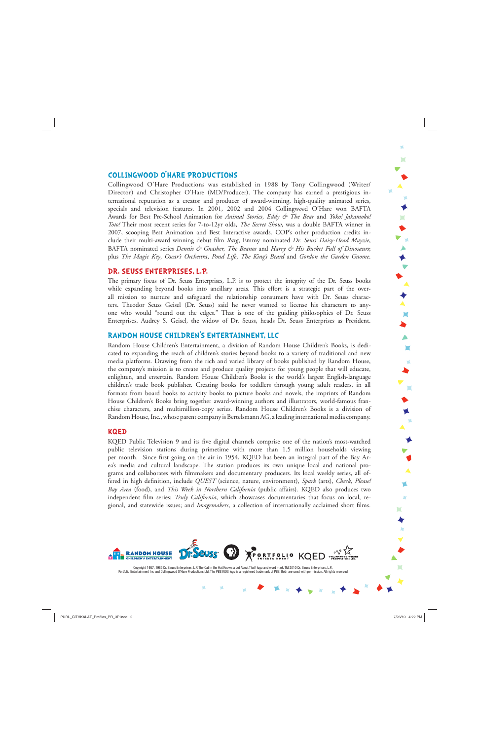## COLLINGWOOD O'HARE PRODUCTIONS

Collingwood O'Hare Productions was established in 1988 by Tony Collingwood (Writer/Director) and Christopher O'Hare (MD/Producer). The company has earned a prestigious international reputation as a creator and producer of award-winning, high-quality animated series, specials and television features. In 2001, 2002 and 2004 Collingwood O'Hare won BAFTA Awards for Best Pre-School Animation for *Animal Stories*, *Eddy & The Bear* and *Yoko! Jakamoko! Toto!* Their most recent series for 7-to-12yr olds, *The Secret Show*, was a double BAFTA winner in 2007, scooping Best Animation and Best Interactive awards. COP's other production credits include their multi-award winning debut film *Rarg*, Emmy nominated *Dr. Seuss' Daisy-Head Mayzie*, BAFTA nominated series *Dennis & Gnasher, The Beanos* and *Harry & His Bucket Full of Dinosaurs*; plus *The Magic Key*, *Oscar's Orchestra*, *Pond Life*, *The King's Beard* and *Gordon the Garden Gnome*.

## DR. SEUSS ENTERPRISES, L.P.

The primary focus of Dr. Seuss Enterprises, L.P. is to protect the integrity of the Dr. Seuss books while expanding beyond books into ancillary areas. This effort is a strategic part of the overall mission to nurture and safeguard the relationship consumers have with Dr. Seuss characters. Theodor Seuss Geisel (Dr. Seuss) said he never wanted to license his characters to anyone who would "round out the edges." That is one of the guiding philosophies of Dr. Seuss Enterprises. Audrey S. Geisel, the widow of Dr. Seuss, heads Dr. Seuss Enterprises as President.

## RANDOM HOUSE CHILDREN'S ENTERTAINMENT, LLC

Random House Children's Entertainment, a division of Random House Children's Books, is dedicated to expanding the reach of children's stories beyond books to a variety of traditional and new media platforms. Drawing from the rich and varied library of books published by Random House, the company's mission is to create and produce quality projects for young people that will educate, enlighten, and entertain. Random House Children's Books is the world's largest English-language children's trade book publisher. Creating books for toddlers through young adult readers, in all formats from board books to activity books to picture books and novels, the imprints of Random House Children's Books bring together award-winning authors and illustrators, world-famous franchise characters, and multimillion-copy series. Random House Children's Books is a division of Random House, Inc., whose parent company is Bertelsmann AG, a leading international media company.

## KQED

KQED Public Television 9 and its five digital channels comprise one of the nation's most-watched public television stations during primetime with more than 1.5 million households viewing per month. Since first going on the air in 1954, KQED has been an integral part of the Bay Area's media and cultural landscape. The station produces its own unique local and national programs and collaborates with filmmakers and documentary producers. Its local weekly series, all offered in high definition, include *QUEST* (science, nature, environment), *Spark* (arts), *Check, Please! Bay Area* (food), and *This Week in Northern California* (public affairs). KQED also produces two independent film series: *Truly California*, which showcases documentaries that focus on local, regional, and statewide issues; and *Imagemakers*, a collection of internationally acclaimed short films.

RANDOM HOUSE CHILDREN'S ENTERTAINMENT · Dr. Seuss · PORTFOLIO ENTERTAINMENT · KQED · COLLINGWOOD O'HARE PRODUCTIONS LTD.

Copyright 1957, 1985 Dr. Seuss Enterprises, L.P. The Cat in the Hat Knows a Lot About That! logo and word mark TM 2010 Dr. Seuss Enterprises, L.P., Portfolio Entertainment Inc and Collingwood O'Hare Productions Ltd. The PBS KIDS logo is a registered trademark of PBS. Both are used with permission. All rights reserved.